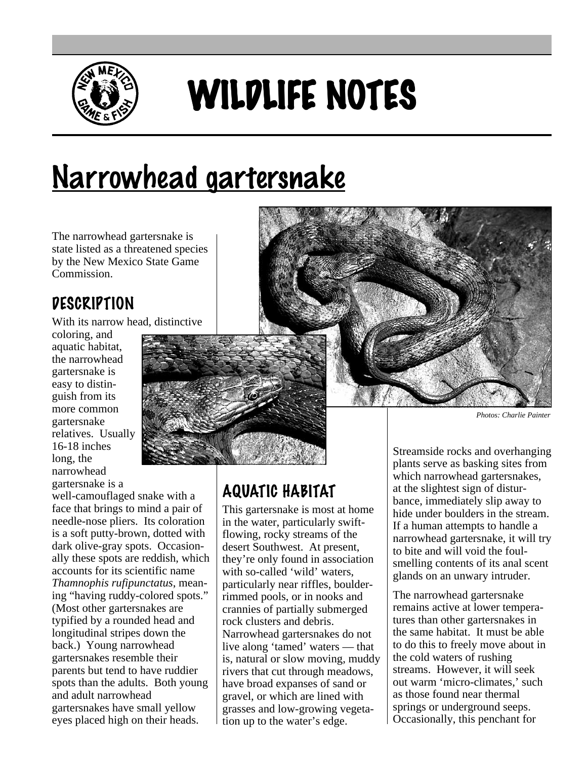# WILDLIFE NOTES

# Narrowhead gartersnake

The narrowhead gartersnake is state listed as a threatened species by the New Mexico State Game Commission.

## DESCRIPTION

With its narrow head, distinctive coloring, and aquatic habitat, the narrowhead gartersnake is easy to distinguish from its more common gartersnake relatives. Usually 16-18 inches long, the narrowhead gartersnake is a well-camouflaged snake with a face that brings to mind a pair of needle-nose pliers. Its coloration is a soft putty-brown, dotted with dark olive-gray spots. Occasionally these spots are reddish, which accounts for its scientific name *Thamnophis rufipunctatus*, meaning "having ruddy-colored spots." (Most other gartersnakes are typified by a rounded head and longitudinal stripes down the back.) Young narrowhead gartersnakes resemble their parents but tend to have ruddier spots than the adults. Both young and adult narrowhead gartersnakes have small yellow eyes placed high on their heads.

*Photos: Charlie Painter*

## AQUATIC HABITAT

This gartersnake is most at home in the water, particularly swift-flowing, rocky streams of the desert Southwest. At present, they're only found in association with so-called 'wild' waters, particularly near riffles, boulder-rimmed pools, or in nooks and crannies of partially submerged rock clusters and debris. Narrowhead gartersnakes do not live along 'tamed' waters — that is, natural or slow moving, muddy rivers that cut through meadows, have broad expanses of sand or gravel, or which are lined with grasses and low-growing vegetation up to the water's edge.

Streamside rocks and overhanging plants serve as basking sites from which narrowhead gartersnakes, at the slightest sign of disturbance, immediately slip away to hide under boulders in the stream. If a human attempts to handle a narrowhead gartersnake, it will try to bite and will void the foul-smelling contents of its anal scent glands on an unwary intruder.

The narrowhead gartersnake remains active at lower temperatures than other gartersnakes in the same habitat. It must be able to do this to freely move about in the cold waters of rushing streams. However, it will seek out warm 'micro-climates,' such as those found near thermal springs or underground seeps. Occasionally, this penchant for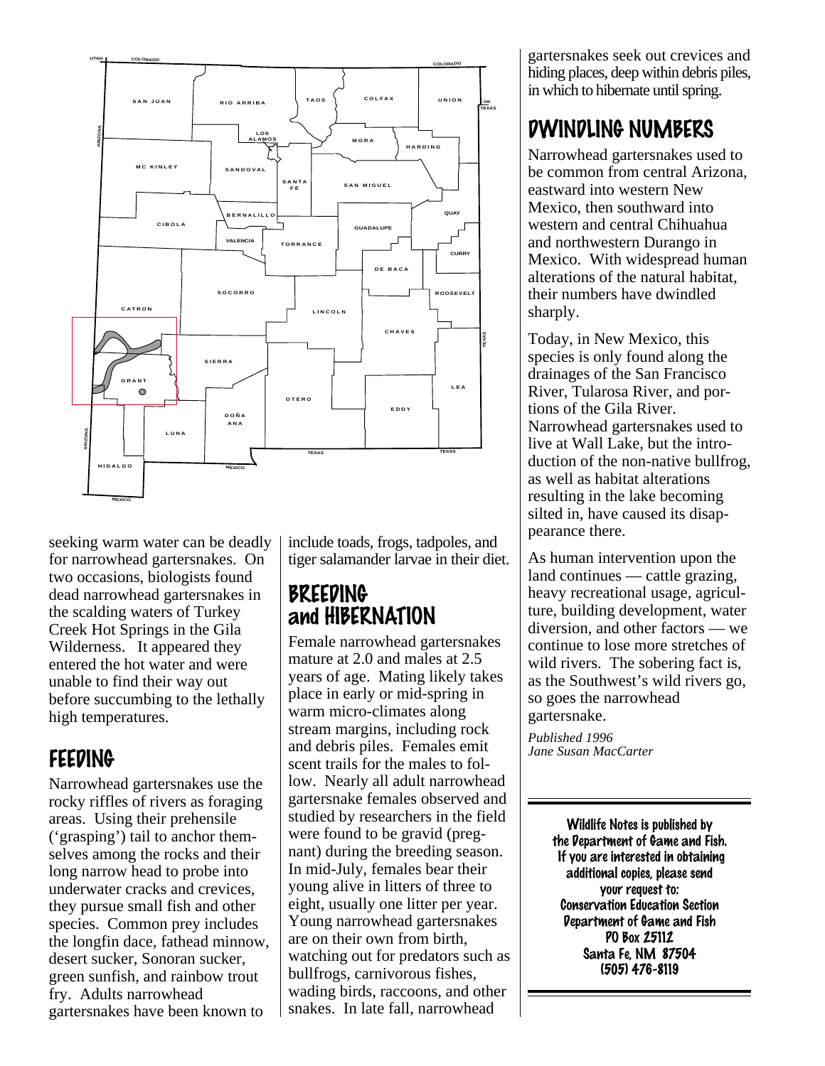UTAH
COLORADO
COLORADO
SAN JUAN
RIO ARRIBA
TAOS
COLFAX
UNION
OK
TEXAS
ARIZONA
LOS ALAMOS
MORA
HARDING
MC KINLEY
SANDOVAL
SANTA FE
SAN MIGUEL
QUAY
BERNALILLO
CIBOLA
GUADALUPE
VALENCIA
TORRANCE
CURRY
DE BACA
SOCORRO
ROOSEVELT
CATRON
LINCOLN
CHAVES
TEXAS
SIERRA
GRANT
LEA
OTERO
EDDY
DOÑA ANA
ARIZONA
LUNA
TEXAS
TEXAS
HIDALGO
MEXICO
MEXICO

seeking warm water can be deadly for narrowhead gartersnakes. On two occasions, biologists found dead narrowhead gartersnakes in the scalding waters of Turkey Creek Hot Springs in the Gila Wilderness. It appeared they entered the hot water and were unable to find their way out before succumbing to the lethally high temperatures.

## FEEDING

Narrowhead gartersnakes use the rocky riffles of rivers as foraging areas. Using their prehensile ('grasping') tail to anchor themselves among the rocks and their long narrow head to probe into underwater cracks and crevices, they pursue small fish and other species. Common prey includes the longfin dace, fathead minnow, desert sucker, Sonoran sucker, green sunfish, and rainbow trout fry. Adults narrowhead gartersnakes have been known to include toads, frogs, tadpoles, and tiger salamander larvae in their diet.

## BREEDING and HIBERNATION

Female narrowhead gartersnakes mature at 2.0 and males at 2.5 years of age. Mating likely takes place in early or mid-spring in warm micro-climates along stream margins, including rock and debris piles. Females emit scent trails for the males to follow. Nearly all adult narrowhead gartersnake females observed and studied by researchers in the field were found to be gravid (pregnant) during the breeding season. In mid-July, females bear their young alive in litters of three to eight, usually one litter per year. Young narrowhead gartersnakes are on their own from birth, watching out for predators such as bullfrogs, carnivorous fishes, wading birds, raccoons, and other snakes. In late fall, narrowhead gartersnakes seek out crevices and hiding places, deep within debris piles, in which to hibernate until spring.

## DWINDLING NUMBERS

Narrowhead gartersnakes used to be common from central Arizona, eastward into western New Mexico, then southward into western and central Chihuahua and northwestern Durango in Mexico. With widespread human alterations of the natural habitat, their numbers have dwindled sharply.

Today, in New Mexico, this species is only found along the drainages of the San Francisco River, Tularosa River, and portions of the Gila River. Narrowhead gartersnakes used to live at Wall Lake, but the introduction of the non-native bullfrog, as well as habitat alterations resulting in the lake becoming silted in, have caused its disappearance there.

As human intervention upon the land continues — cattle grazing, heavy recreational usage, agriculture, building development, water diversion, and other factors — we continue to lose more stretches of wild rivers. The sobering fact is, as the Southwest's wild rivers go, so goes the narrowhead gartersnake.

*Published 1996*
*Jane Susan MacCarter*

---

**Wildlife Notes is published by the Department of Game and Fish. If you are interested in obtaining additional copies, please send your request to:**
**Conservation Education Section**
**Department of Game and Fish**
**PO Box 25112**
**Santa Fe, NM 87504**
**(505) 476-8119**

---